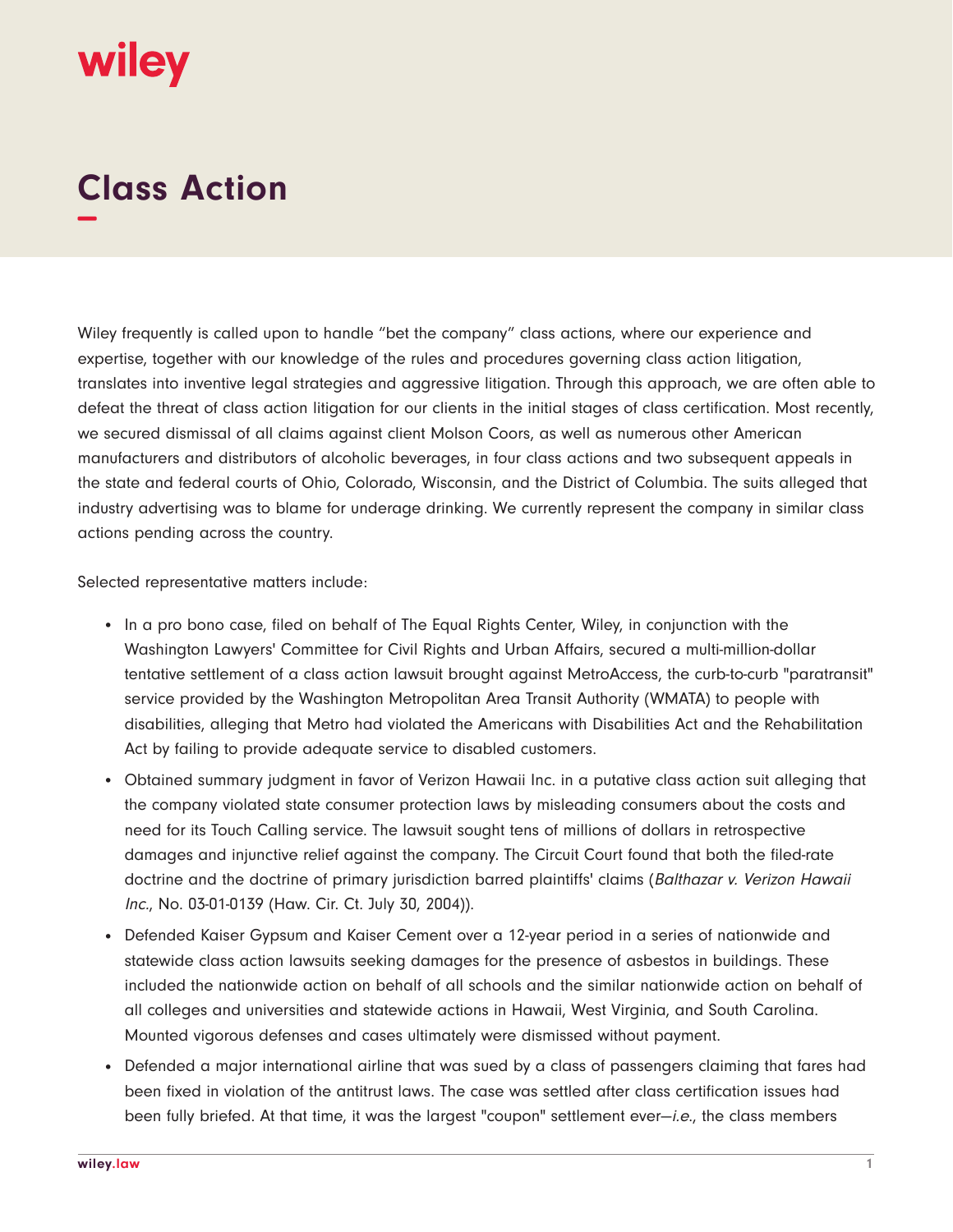wiley

# Class Action

Wiley frequently is called upon to handle "bet the company" class actions, where our experience and expertise, together with our knowledge of the rules and procedures governing class action litigation, translates into inventive legal strategies and aggressive litigation. Through this approach, we are often able to defeat the threat of class action litigation for our clients in the initial stages of class certification. Most recently, we secured dismissal of all claims against client Molson Coors, as well as numerous other American manufacturers and distributors of alcoholic beverages, in four class actions and two subsequent appeals in the state and federal courts of Ohio, Colorado, Wisconsin, and the District of Columbia. The suits alleged that industry advertising was to blame for underage drinking. We currently represent the company in similar class actions pending across the country.

Selected representative matters include:

- In a pro bono case, filed on behalf of The Equal Rights Center, Wiley, in conjunction with the Washington Lawyers' Committee for Civil Rights and Urban Affairs, secured a multi-million-dollar tentative settlement of a class action lawsuit brought against MetroAccess, the curb-to-curb "paratransit" service provided by the Washington Metropolitan Area Transit Authority (WMATA) to people with disabilities, alleging that Metro had violated the Americans with Disabilities Act and the Rehabilitation Act by failing to provide adequate service to disabled customers.
- Obtained summary judgment in favor of Verizon Hawaii Inc. in a putative class action suit alleging that the company violated state consumer protection laws by misleading consumers about the costs and need for its Touch Calling service. The lawsuit sought tens of millions of dollars in retrospective damages and injunctive relief against the company. The Circuit Court found that both the filed-rate doctrine and the doctrine of primary jurisdiction barred plaintiffs' claims (*Balthazar v. Verizon Hawaii Inc.*, No. 03-01-0139 (Haw. Cir. Ct. July 30, 2004)).
- Defended Kaiser Gypsum and Kaiser Cement over a 12-year period in a series of nationwide and statewide class action lawsuits seeking damages for the presence of asbestos in buildings. These included the nationwide action on behalf of all schools and the similar nationwide action on behalf of all colleges and universities and statewide actions in Hawaii, West Virginia, and South Carolina. Mounted vigorous defenses and cases ultimately were dismissed without payment.
- Defended a major international airline that was sued by a class of passengers claiming that fares had been fixed in violation of the antitrust laws. The case was settled after class certification issues had been fully briefed. At that time, it was the largest "coupon" settlement ever—*i.e.*, the class members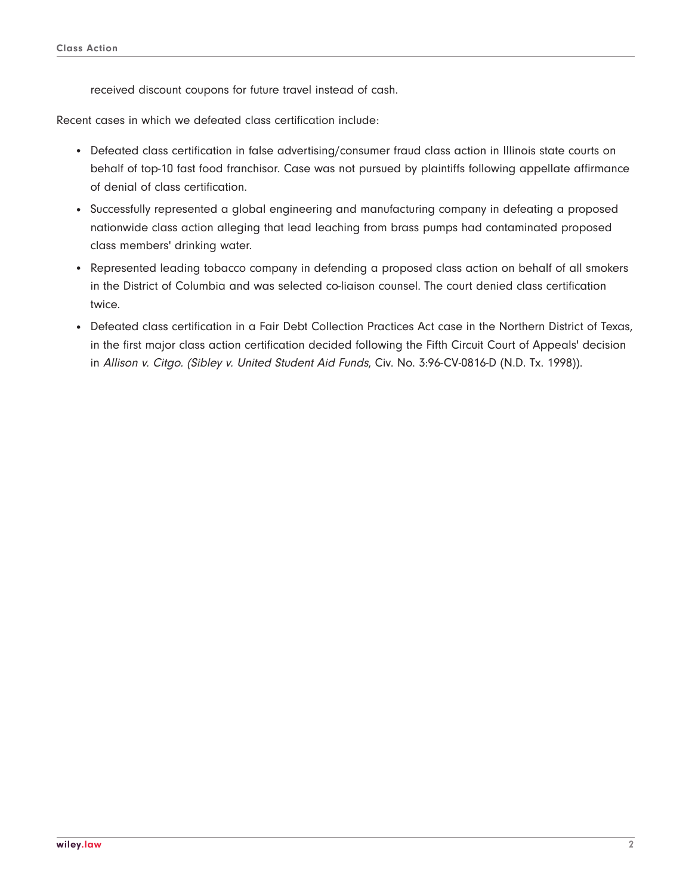received discount coupons for future travel instead of cash.

Recent cases in which we defeated class certification include:

- Defeated class certification in false advertising/consumer fraud class action in Illinois state courts on behalf of top-10 fast food franchisor. Case was not pursued by plaintiffs following appellate affirmance of denial of class certification.
- Successfully represented a global engineering and manufacturing company in defeating a proposed nationwide class action alleging that lead leaching from brass pumps had contaminated proposed class members' drinking water.
- Represented leading tobacco company in defending a proposed class action on behalf of all smokers in the District of Columbia and was selected co-liaison counsel. The court denied class certification twice.
- Defeated class certification in a Fair Debt Collection Practices Act case in the Northern District of Texas, in the first major class action certification decided following the Fifth Circuit Court of Appeals' decision in *Allison v. Citgo*. (*Sibley v. United Student Aid Funds*, Civ. No. 3:96-CV-0816-D (N.D. Tx. 1998)).